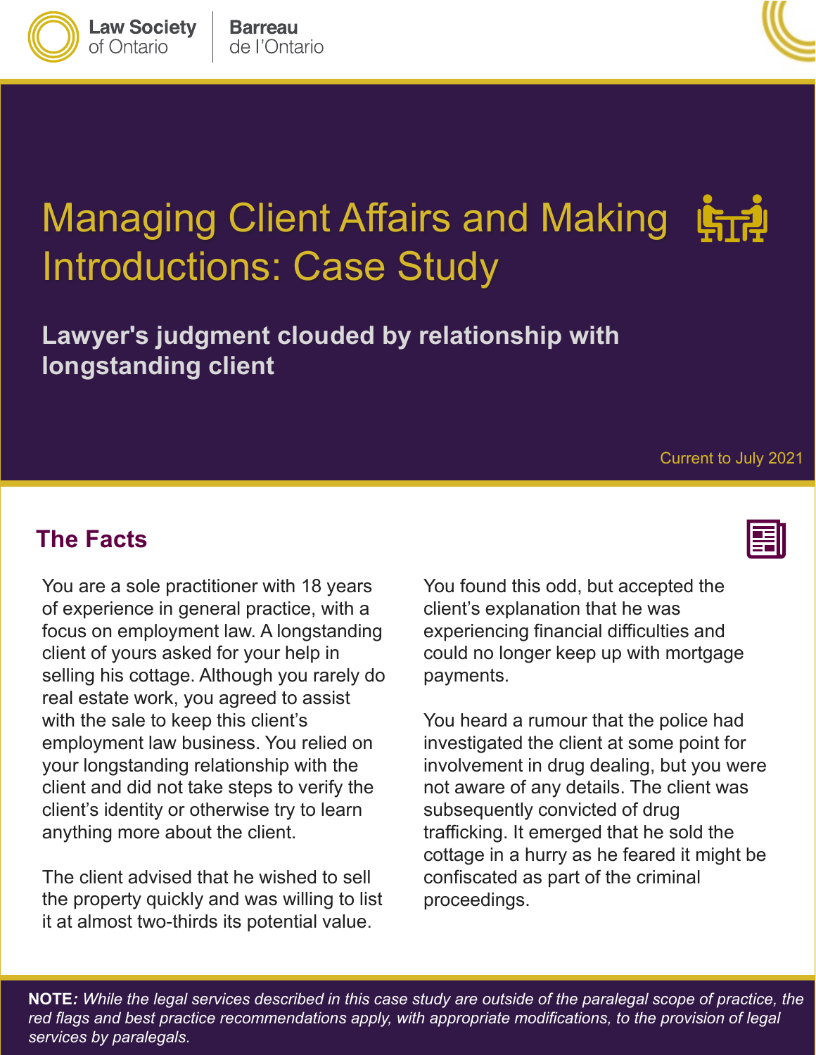Law Society of Ontario | Barreau de l'Ontario

# Managing Client Affairs and Making Introductions: Case Study

## Lawyer's judgment clouded by relationship with longstanding client

Current to July 2021

## The Facts

You are a sole practitioner with 18 years of experience in general practice, with a focus on employment law. A longstanding client of yours asked for your help in selling his cottage. Although you rarely do real estate work, you agreed to assist with the sale to keep this client's employment law business. You relied on your longstanding relationship with the client and did not take steps to verify the client's identity or otherwise try to learn anything more about the client.

The client advised that he wished to sell the property quickly and was willing to list it at almost two-thirds its potential value. You found this odd, but accepted the client's explanation that he was experiencing financial difficulties and could no longer keep up with mortgage payments.

You heard a rumour that the police had investigated the client at some point for involvement in drug dealing, but you were not aware of any details. The client was subsequently convicted of drug trafficking. It emerged that he sold the cottage in a hurry as he feared it might be confiscated as part of the criminal proceedings.

**NOTE***: While the legal services described in this case study are outside of the paralegal scope of practice, the red flags and best practice recommendations apply, with appropriate modifications, to the provision of legal services by paralegals.*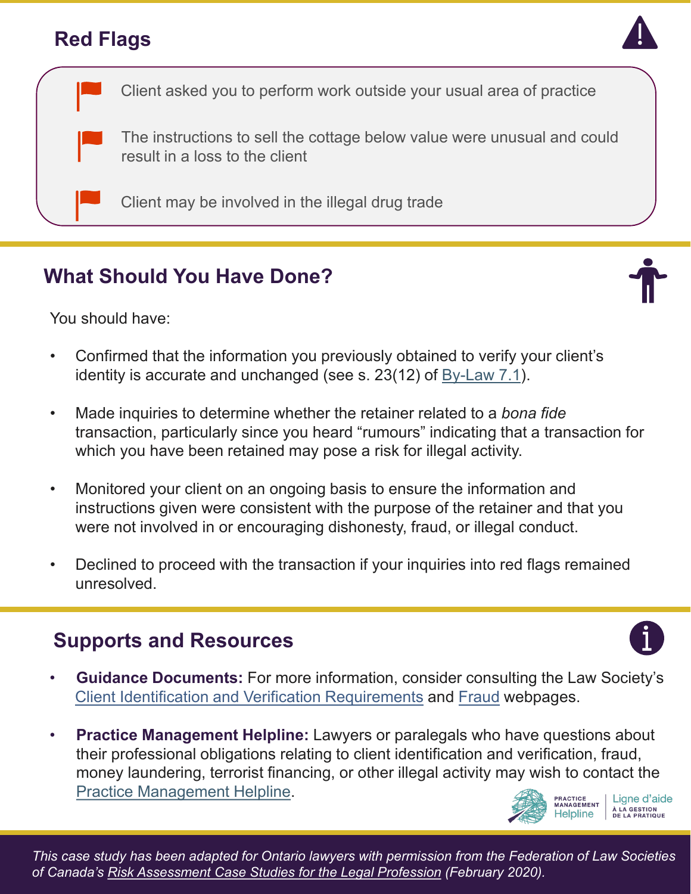## Red Flags

- Client asked you to perform work outside your usual area of practice
- The instructions to sell the cottage below value were unusual and could result in a loss to the client
- Client may be involved in the illegal drug trade

## What Should You Have Done?

You should have:

- Confirmed that the information you previously obtained to verify your client's identity is accurate and unchanged (see s. 23(12) of By-Law 7.1).
- Made inquiries to determine whether the retainer related to a *bona fide* transaction, particularly since you heard "rumours" indicating that a transaction for which you have been retained may pose a risk for illegal activity.
- Monitored your client on an ongoing basis to ensure the information and instructions given were consistent with the purpose of the retainer and that you were not involved in or encouraging dishonesty, fraud, or illegal conduct.
- Declined to proceed with the transaction if your inquiries into red flags remained unresolved.

## Supports and Resources

- **Guidance Documents:** For more information, consider consulting the Law Society's Client Identification and Verification Requirements and Fraud webpages.
- **Practice Management Helpline:** Lawyers or paralegals who have questions about their professional obligations relating to client identification and verification, fraud, money laundering, terrorist financing, or other illegal activity may wish to contact the Practice Management Helpline.

Practice Management Helpline | Ligne d'aide à la gestion de la pratique

*This case study has been adapted for Ontario lawyers with permission from the Federation of Law Societies of Canada's Risk Assessment Case Studies for the Legal Profession (February 2020).*